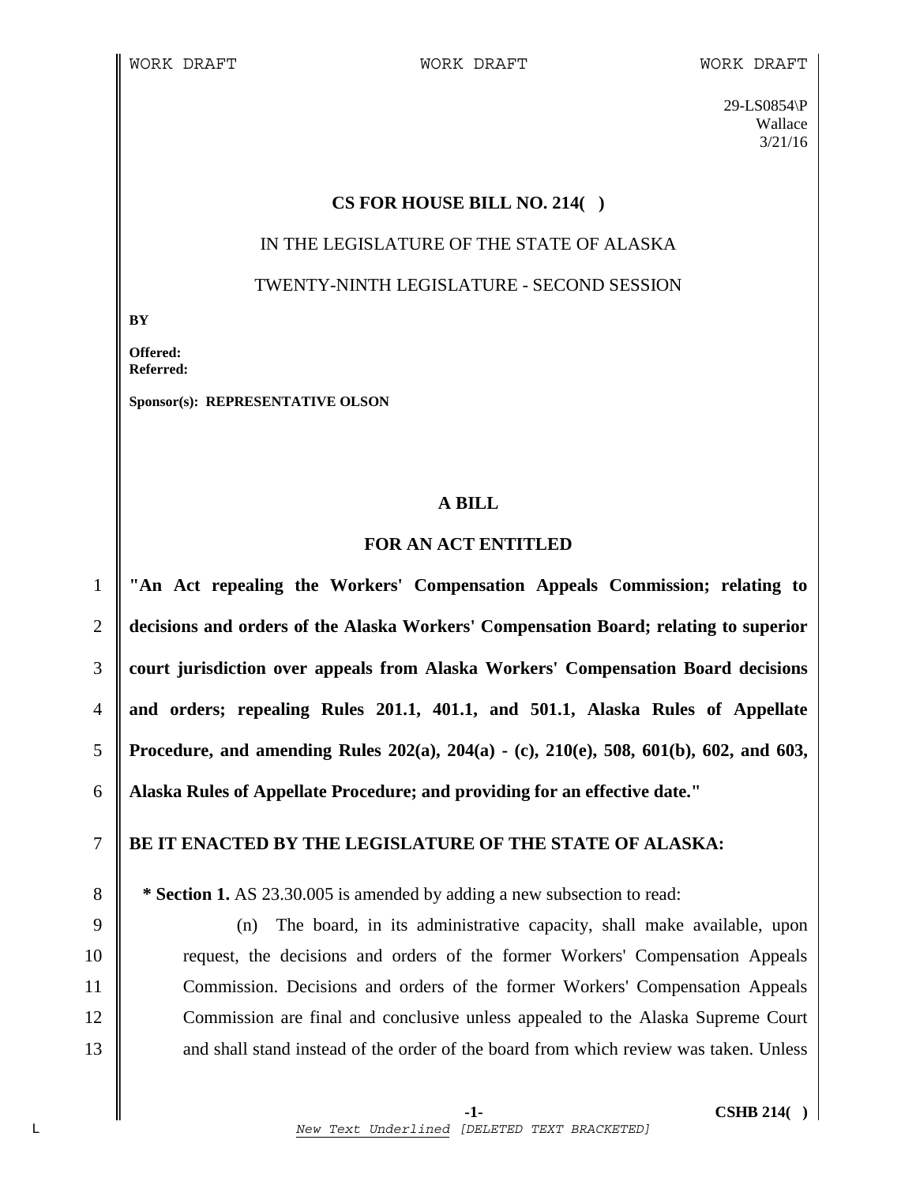WORK DRAFT WORK DRAFT WORK DRAFT

29-LS0854\P
Wallace
3/21/16

**CS FOR HOUSE BILL NO. 214( )**

IN THE LEGISLATURE OF THE STATE OF ALASKA

TWENTY-NINTH LEGISLATURE - SECOND SESSION

**BY**

**Offered:**
**Referred:**

**Sponsor(s): REPRESENTATIVE OLSON**

**A BILL**

**FOR AN ACT ENTITLED**

**"An Act repealing the Workers' Compensation Appeals Commission; relating to decisions and orders of the Alaska Workers' Compensation Board; relating to superior court jurisdiction over appeals from Alaska Workers' Compensation Board decisions and orders; repealing Rules 201.1, 401.1, and 501.1, Alaska Rules of Appellate Procedure, and amending Rules 202(a), 204(a) - (c), 210(e), 508, 601(b), 602, and 603, Alaska Rules of Appellate Procedure; and providing for an effective date."**

**BE IT ENACTED BY THE LEGISLATURE OF THE STATE OF ALASKA:**

**\* Section 1.** AS 23.30.005 is amended by adding a new subsection to read:

(n) The board, in its administrative capacity, shall make available, upon request, the decisions and orders of the former Workers' Compensation Appeals Commission. Decisions and orders of the former Workers' Compensation Appeals Commission are final and conclusive unless appealed to the Alaska Supreme Court and shall stand instead of the order of the board from which review was taken. Unless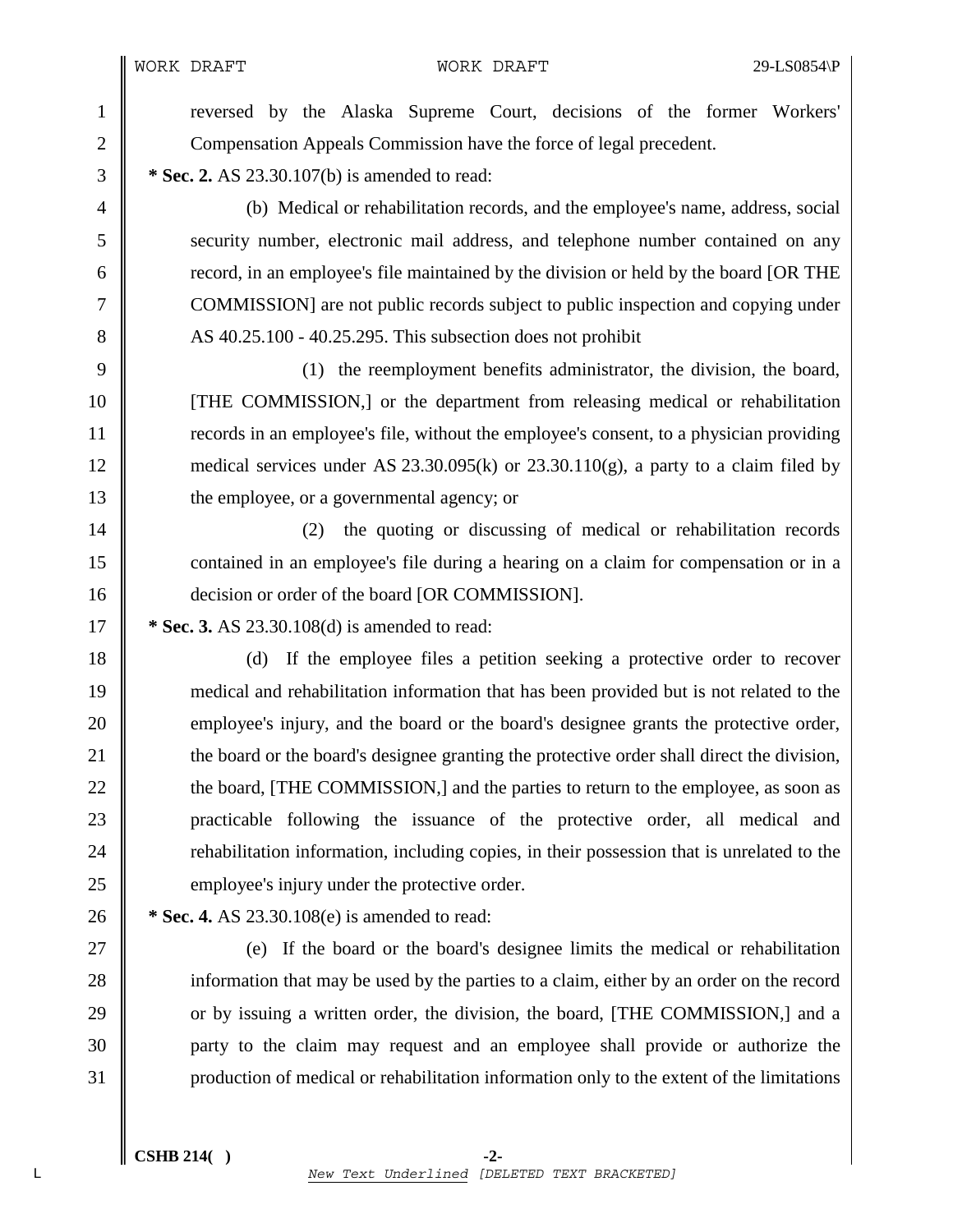reversed by the Alaska Supreme Court, decisions of the former Workers' Compensation Appeals Commission have the force of legal precedent.

**\* Sec. 2.** AS 23.30.107(b) is amended to read:

(b) Medical or rehabilitation records, and the employee's name, address, social security number, electronic mail address, and telephone number contained on any record, in an employee's file maintained by the division or held by the board [OR THE COMMISSION] are not public records subject to public inspection and copying under AS 40.25.100 - 40.25.295. This subsection does not prohibit

(1) the reemployment benefits administrator, the division, the board, [THE COMMISSION,] or the department from releasing medical or rehabilitation records in an employee's file, without the employee's consent, to a physician providing medical services under AS 23.30.095(k) or 23.30.110(g), a party to a claim filed by the employee, or a governmental agency; or

(2) the quoting or discussing of medical or rehabilitation records contained in an employee's file during a hearing on a claim for compensation or in a decision or order of the board [OR COMMISSION].

**\* Sec. 3.** AS 23.30.108(d) is amended to read:

(d) If the employee files a petition seeking a protective order to recover medical and rehabilitation information that has been provided but is not related to the employee's injury, and the board or the board's designee grants the protective order, the board or the board's designee granting the protective order shall direct the division, the board, [THE COMMISSION,] and the parties to return to the employee, as soon as practicable following the issuance of the protective order, all medical and rehabilitation information, including copies, in their possession that is unrelated to the employee's injury under the protective order.

**\* Sec. 4.** AS 23.30.108(e) is amended to read:

(e) If the board or the board's designee limits the medical or rehabilitation information that may be used by the parties to a claim, either by an order on the record or by issuing a written order, the division, the board, [THE COMMISSION,] and a party to the claim may request and an employee shall provide or authorize the production of medical or rehabilitation information only to the extent of the limitations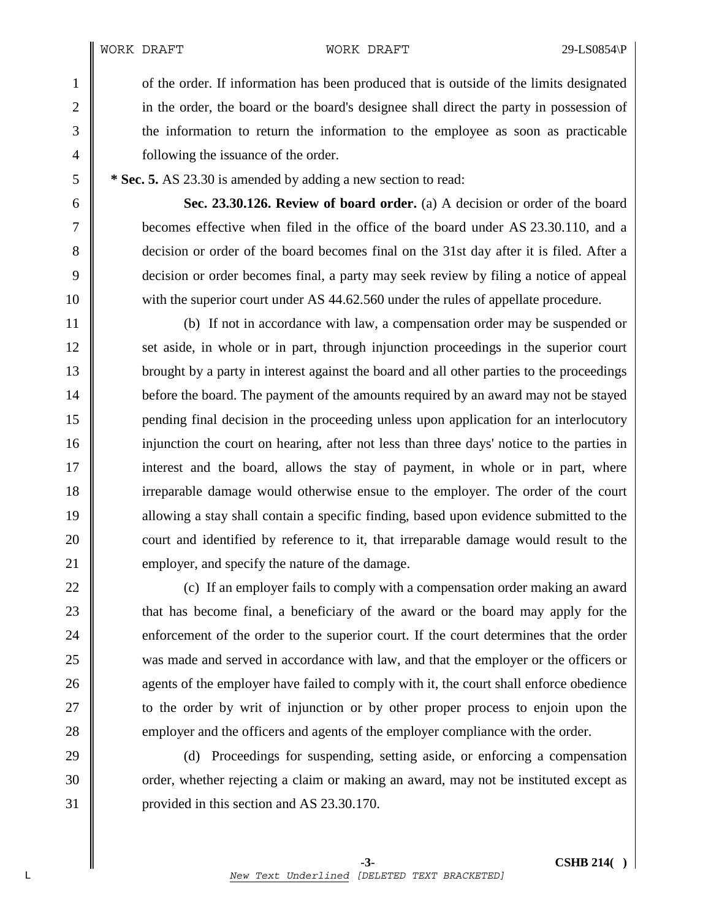of the order. If information has been produced that is outside of the limits designated in the order, the board or the board's designee shall direct the party in possession of the information to return the information to the employee as soon as practicable following the issuance of the order.

**\* Sec. 5.** AS 23.30 is amended by adding a new section to read:

**Sec. 23.30.126. Review of board order.** (a) A decision or order of the board becomes effective when filed in the office of the board under AS 23.30.110, and a decision or order of the board becomes final on the 31st day after it is filed. After a decision or order becomes final, a party may seek review by filing a notice of appeal with the superior court under AS 44.62.560 under the rules of appellate procedure.

(b) If not in accordance with law, a compensation order may be suspended or set aside, in whole or in part, through injunction proceedings in the superior court brought by a party in interest against the board and all other parties to the proceedings before the board. The payment of the amounts required by an award may not be stayed pending final decision in the proceeding unless upon application for an interlocutory injunction the court on hearing, after not less than three days' notice to the parties in interest and the board, allows the stay of payment, in whole or in part, where irreparable damage would otherwise ensue to the employer. The order of the court allowing a stay shall contain a specific finding, based upon evidence submitted to the court and identified by reference to it, that irreparable damage would result to the employer, and specify the nature of the damage.

(c) If an employer fails to comply with a compensation order making an award that has become final, a beneficiary of the award or the board may apply for the enforcement of the order to the superior court. If the court determines that the order was made and served in accordance with law, and that the employer or the officers or agents of the employer have failed to comply with it, the court shall enforce obedience to the order by writ of injunction or by other proper process to enjoin upon the employer and the officers and agents of the employer compliance with the order.

(d) Proceedings for suspending, setting aside, or enforcing a compensation order, whether rejecting a claim or making an award, may not be instituted except as provided in this section and AS 23.30.170.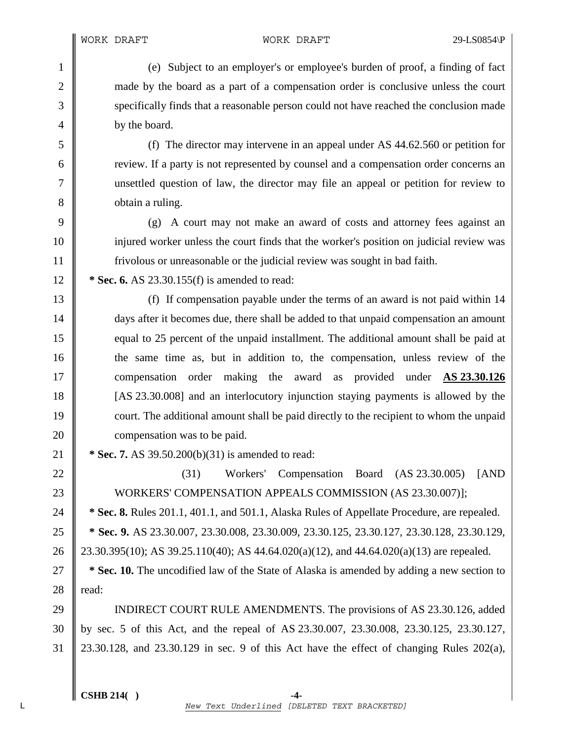(e) Subject to an employer's or employee's burden of proof, a finding of fact made by the board as a part of a compensation order is conclusive unless the court specifically finds that a reasonable person could not have reached the conclusion made by the board.

(f) The director may intervene in an appeal under AS 44.62.560 or petition for review. If a party is not represented by counsel and a compensation order concerns an unsettled question of law, the director may file an appeal or petition for review to obtain a ruling.

(g) A court may not make an award of costs and attorney fees against an injured worker unless the court finds that the worker's position on judicial review was frivolous or unreasonable or the judicial review was sought in bad faith.

**\* Sec. 6.** AS 23.30.155(f) is amended to read:

(f) If compensation payable under the terms of an award is not paid within 14 days after it becomes due, there shall be added to that unpaid compensation an amount equal to 25 percent of the unpaid installment. The additional amount shall be paid at the same time as, but in addition to, the compensation, unless review of the compensation order making the award as provided under **<u>AS 23.30.126</u>** [AS 23.30.008] and an interlocutory injunction staying payments is allowed by the court. The additional amount shall be paid directly to the recipient to whom the unpaid compensation was to be paid.

**\* Sec. 7.** AS 39.50.200(b)(31) is amended to read:

(31) Workers' Compensation Board (AS 23.30.005) [AND WORKERS' COMPENSATION APPEALS COMMISSION (AS 23.30.007)];

**\* Sec. 8.** Rules 201.1, 401.1, and 501.1, Alaska Rules of Appellate Procedure, are repealed.

**\* Sec. 9.** AS 23.30.007, 23.30.008, 23.30.009, 23.30.125, 23.30.127, 23.30.128, 23.30.129, 23.30.395(10); AS 39.25.110(40); AS 44.64.020(a)(12), and 44.64.020(a)(13) are repealed.

**\* Sec. 10.** The uncodified law of the State of Alaska is amended by adding a new section to read:

INDIRECT COURT RULE AMENDMENTS. The provisions of AS 23.30.126, added by sec. 5 of this Act, and the repeal of AS 23.30.007, 23.30.008, 23.30.125, 23.30.127, 23.30.128, and 23.30.129 in sec. 9 of this Act have the effect of changing Rules 202(a),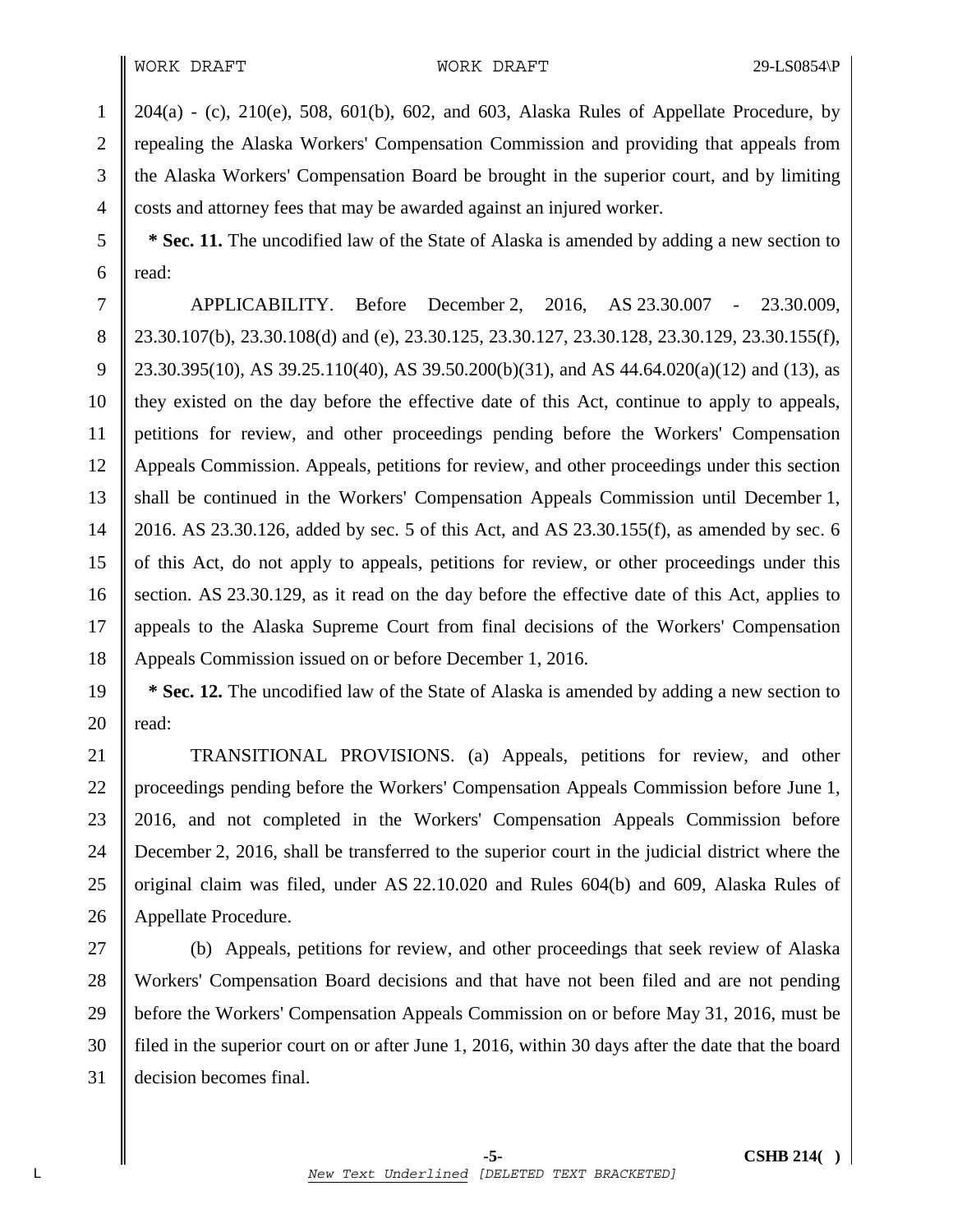204(a) - (c), 210(e), 508, 601(b), 602, and 603, Alaska Rules of Appellate Procedure, by repealing the Alaska Workers' Compensation Commission and providing that appeals from the Alaska Workers' Compensation Board be brought in the superior court, and by limiting costs and attorney fees that may be awarded against an injured worker.

**\* Sec. 11.** The uncodified law of the State of Alaska is amended by adding a new section to read:

APPLICABILITY. Before December 2, 2016, AS 23.30.007 - 23.30.009, 23.30.107(b), 23.30.108(d) and (e), 23.30.125, 23.30.127, 23.30.128, 23.30.129, 23.30.155(f), 23.30.395(10), AS 39.25.110(40), AS 39.50.200(b)(31), and AS 44.64.020(a)(12) and (13), as they existed on the day before the effective date of this Act, continue to apply to appeals, petitions for review, and other proceedings pending before the Workers' Compensation Appeals Commission. Appeals, petitions for review, and other proceedings under this section shall be continued in the Workers' Compensation Appeals Commission until December 1, 2016. AS 23.30.126, added by sec. 5 of this Act, and AS 23.30.155(f), as amended by sec. 6 of this Act, do not apply to appeals, petitions for review, or other proceedings under this section. AS 23.30.129, as it read on the day before the effective date of this Act, applies to appeals to the Alaska Supreme Court from final decisions of the Workers' Compensation Appeals Commission issued on or before December 1, 2016.

**\* Sec. 12.** The uncodified law of the State of Alaska is amended by adding a new section to read:

TRANSITIONAL PROVISIONS. (a) Appeals, petitions for review, and other proceedings pending before the Workers' Compensation Appeals Commission before June 1, 2016, and not completed in the Workers' Compensation Appeals Commission before December 2, 2016, shall be transferred to the superior court in the judicial district where the original claim was filed, under AS 22.10.020 and Rules 604(b) and 609, Alaska Rules of Appellate Procedure.

(b) Appeals, petitions for review, and other proceedings that seek review of Alaska Workers' Compensation Board decisions and that have not been filed and are not pending before the Workers' Compensation Appeals Commission on or before May 31, 2016, must be filed in the superior court on or after June 1, 2016, within 30 days after the date that the board decision becomes final.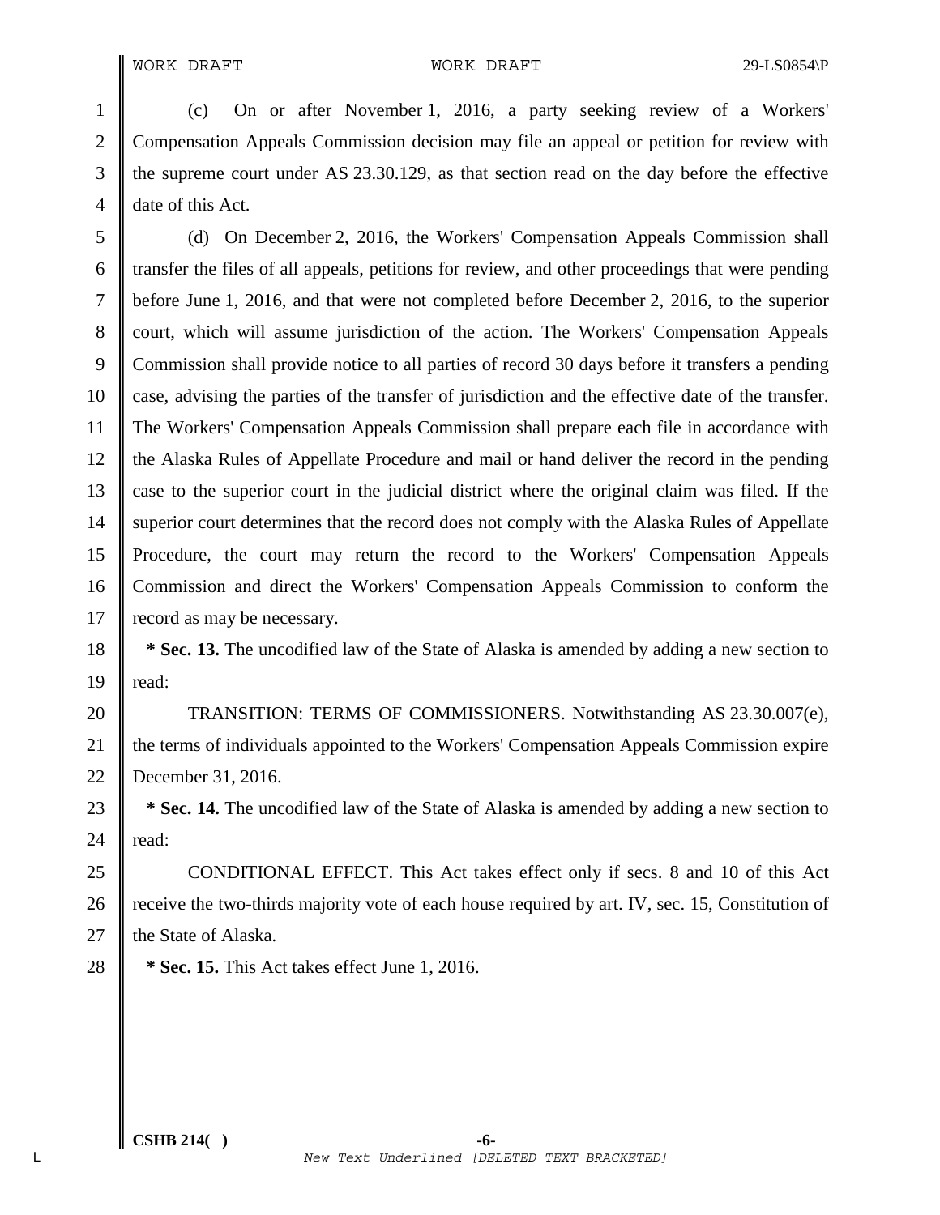(c) On or after November 1, 2016, a party seeking review of a Workers' Compensation Appeals Commission decision may file an appeal or petition for review with the supreme court under AS 23.30.129, as that section read on the day before the effective date of this Act.

(d) On December 2, 2016, the Workers' Compensation Appeals Commission shall transfer the files of all appeals, petitions for review, and other proceedings that were pending before June 1, 2016, and that were not completed before December 2, 2016, to the superior court, which will assume jurisdiction of the action. The Workers' Compensation Appeals Commission shall provide notice to all parties of record 30 days before it transfers a pending case, advising the parties of the transfer of jurisdiction and the effective date of the transfer. The Workers' Compensation Appeals Commission shall prepare each file in accordance with the Alaska Rules of Appellate Procedure and mail or hand deliver the record in the pending case to the superior court in the judicial district where the original claim was filed. If the superior court determines that the record does not comply with the Alaska Rules of Appellate Procedure, the court may return the record to the Workers' Compensation Appeals Commission and direct the Workers' Compensation Appeals Commission to conform the record as may be necessary.

**\* Sec. 13.** The uncodified law of the State of Alaska is amended by adding a new section to read:

TRANSITION: TERMS OF COMMISSIONERS. Notwithstanding AS 23.30.007(e), the terms of individuals appointed to the Workers' Compensation Appeals Commission expire December 31, 2016.

**\* Sec. 14.** The uncodified law of the State of Alaska is amended by adding a new section to read:

CONDITIONAL EFFECT. This Act takes effect only if secs. 8 and 10 of this Act receive the two-thirds majority vote of each house required by art. IV, sec. 15, Constitution of the State of Alaska.

**\* Sec. 15.** This Act takes effect June 1, 2016.